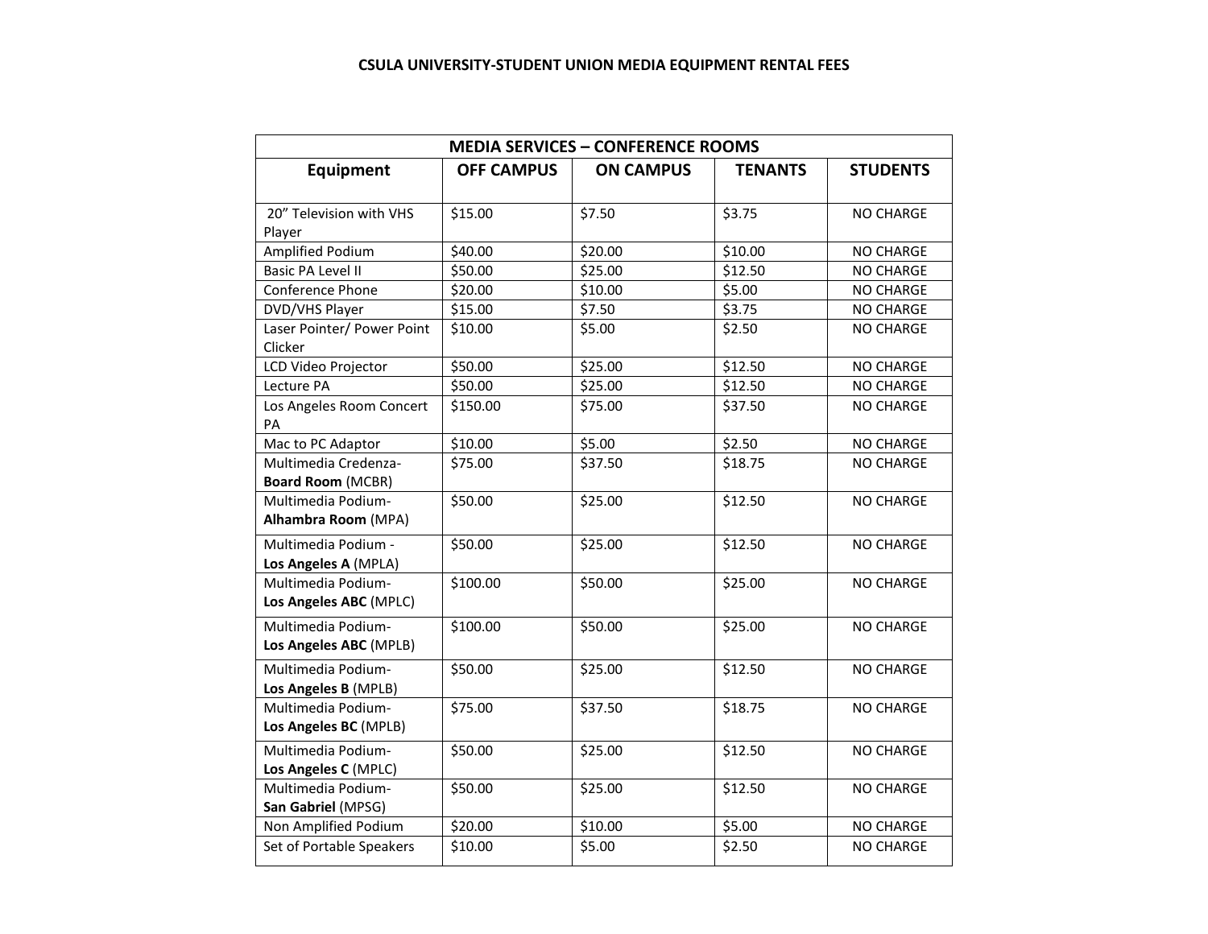# CSULA UNIVERSITY-STUDENT UNION MEDIA EQUIPMENT RENTAL FEES

| MEDIA SERVICES – CONFERENCE ROOMS | | | | |
|---|---|---|---|---|
| **Equipment** | **OFF CAMPUS** | **ON CAMPUS** | **TENANTS** | **STUDENTS** |
| 20" Television with VHS Player | $15.00 | $7.50 | $3.75 | NO CHARGE |
| Amplified Podium | $40.00 | $20.00 | $10.00 | NO CHARGE |
| Basic PA Level II | $50.00 | $25.00 | $12.50 | NO CHARGE |
| Conference Phone | $20.00 | $10.00 | $5.00 | NO CHARGE |
| DVD/VHS Player | $15.00 | $7.50 | $3.75 | NO CHARGE |
| Laser Pointer/ Power Point Clicker | $10.00 | $5.00 | $2.50 | NO CHARGE |
| LCD Video Projector | $50.00 | $25.00 | $12.50 | NO CHARGE |
| Lecture PA | $50.00 | $25.00 | $12.50 | NO CHARGE |
| Los Angeles Room Concert PA | $150.00 | $75.00 | $37.50 | NO CHARGE |
| Mac to PC Adaptor | $10.00 | $5.00 | $2.50 | NO CHARGE |
| Multimedia Credenza-**Board Room** (MCBR) | $75.00 | $37.50 | $18.75 | NO CHARGE |
| Multimedia Podium-**Alhambra Room** (MPA) | $50.00 | $25.00 | $12.50 | NO CHARGE |
| Multimedia Podium - **Los Angeles A** (MPLA) | $50.00 | $25.00 | $12.50 | NO CHARGE |
| Multimedia Podium-**Los Angeles ABC** (MPLC) | $100.00 | $50.00 | $25.00 | NO CHARGE |
| Multimedia Podium-**Los Angeles ABC** (MPLB) | $100.00 | $50.00 | $25.00 | NO CHARGE |
| Multimedia Podium-**Los Angeles B** (MPLB) | $50.00 | $25.00 | $12.50 | NO CHARGE |
| Multimedia Podium-**Los Angeles BC** (MPLB) | $75.00 | $37.50 | $18.75 | NO CHARGE |
| Multimedia Podium-**Los Angeles C** (MPLC) | $50.00 | $25.00 | $12.50 | NO CHARGE |
| Multimedia Podium-**San Gabriel** (MPSG) | $50.00 | $25.00 | $12.50 | NO CHARGE |
| Non Amplified Podium | $20.00 | $10.00 | $5.00 | NO CHARGE |
| Set of Portable Speakers | $10.00 | $5.00 | $2.50 | NO CHARGE |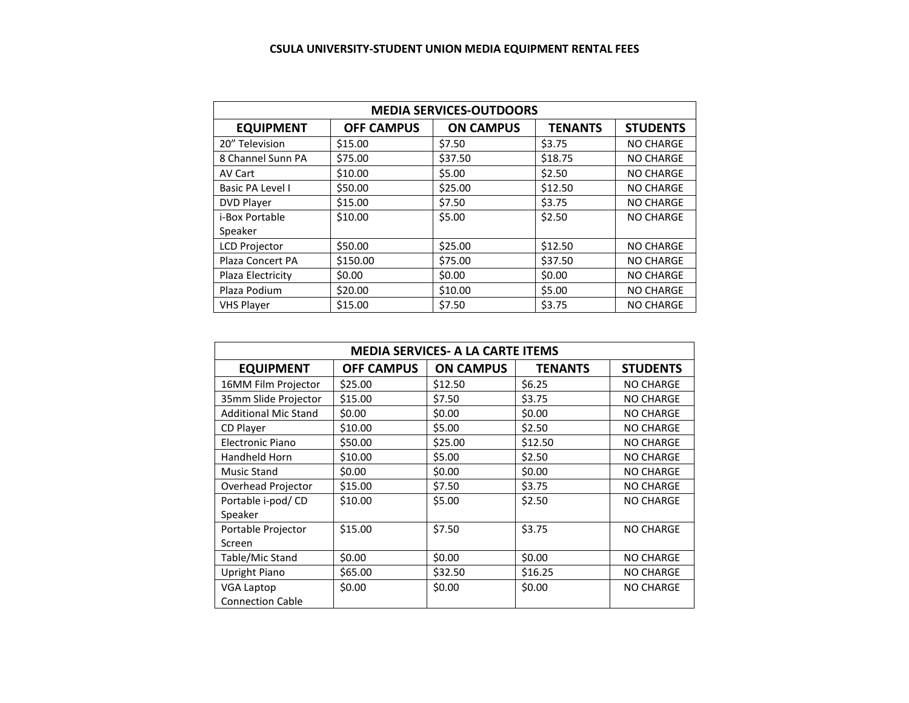# CSULA UNIVERSITY-STUDENT UNION MEDIA EQUIPMENT RENTAL FEES

| MEDIA SERVICES-OUTDOORS | | | | |
|---|---|---|---|---|
| **EQUIPMENT** | **OFF CAMPUS** | **ON CAMPUS** | **TENANTS** | **STUDENTS** |
| 20" Television | $15.00 | $7.50 | $3.75 | NO CHARGE |
| 8 Channel Sunn PA | $75.00 | $37.50 | $18.75 | NO CHARGE |
| AV Cart | $10.00 | $5.00 | $2.50 | NO CHARGE |
| Basic PA Level I | $50.00 | $25.00 | $12.50 | NO CHARGE |
| DVD Player | $15.00 | $7.50 | $3.75 | NO CHARGE |
| i-Box Portable Speaker | $10.00 | $5.00 | $2.50 | NO CHARGE |
| LCD Projector | $50.00 | $25.00 | $12.50 | NO CHARGE |
| Plaza Concert PA | $150.00 | $75.00 | $37.50 | NO CHARGE |
| Plaza Electricity | $0.00 | $0.00 | $0.00 | NO CHARGE |
| Plaza Podium | $20.00 | $10.00 | $5.00 | NO CHARGE |
| VHS Player | $15.00 | $7.50 | $3.75 | NO CHARGE |

| MEDIA SERVICES- A LA CARTE ITEMS | | | | |
|---|---|---|---|---|
| **EQUIPMENT** | **OFF CAMPUS** | **ON CAMPUS** | **TENANTS** | **STUDENTS** |
| 16MM Film Projector | $25.00 | $12.50 | $6.25 | NO CHARGE |
| 35mm Slide Projector | $15.00 | $7.50 | $3.75 | NO CHARGE |
| Additional Mic Stand | $0.00 | $0.00 | $0.00 | NO CHARGE |
| CD Player | $10.00 | $5.00 | $2.50 | NO CHARGE |
| Electronic Piano | $50.00 | $25.00 | $12.50 | NO CHARGE |
| Handheld Horn | $10.00 | $5.00 | $2.50 | NO CHARGE |
| Music Stand | $0.00 | $0.00 | $0.00 | NO CHARGE |
| Overhead Projector | $15.00 | $7.50 | $3.75 | NO CHARGE |
| Portable i-pod/ CD Speaker | $10.00 | $5.00 | $2.50 | NO CHARGE |
| Portable Projector Screen | $15.00 | $7.50 | $3.75 | NO CHARGE |
| Table/Mic Stand | $0.00 | $0.00 | $0.00 | NO CHARGE |
| Upright Piano | $65.00 | $32.50 | $16.25 | NO CHARGE |
| VGA Laptop Connection Cable | $0.00 | $0.00 | $0.00 | NO CHARGE |